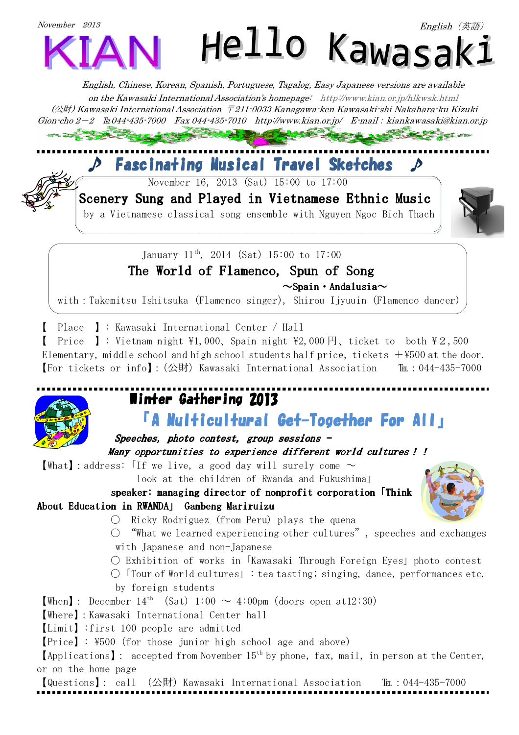November 2013

English（英語）

# KIAN Hello Kawasaki

*English, Chinese, Korean, Spanish, Portuguese, Tagalog, Easy Japanese versions are available on the Kawasaki International Association's homepage: http://www.kian.or.jp/hlkwsk.html*

*(公財) Kawasaki International Association 〒211-0033 Kanagawa-ken Kawasaki-shi Nakahara-ku Kizuki Gion-cho 2－2 ℡044-435-7000 Fax 044-435-7010 http://www.kian.or.jp/ E-mail : kiankawasaki@kian.or.jp*

## ♪ Fascinating Musical Travel Sketches ♪

November 16, 2013 (Sat) 15:00 to 17:00

**Scenery Sung and Played in Vietnamese Ethnic Music**

by a Vietnamese classical song ensemble with Nguyen Ngoc Bich Thach

January 11th, 2014 (Sat) 15:00 to 17:00

**The World of Flamenco, Spun of Song**

**～Spain・Andalusia～**

with：Takemitsu Ishitsuka (Flamenco singer), Shirou Ijyuuin (Flamenco dancer)

【 Place 】：Kawasaki International Center / Hall

【 Price 】：Vietnam night ¥1,000、Spain night ¥2,000 円、ticket to both ¥2,500

Elementary, middle school and high school students half price, tickets ＋¥500 at the door.

【For tickets or info】：(公財) Kawasaki International Association ℡：044-435-7000

## Winter Gathering 2013

## 「A Multicultural Get-Together For All」

***Speeches, photo contest, group sessions -***

***Many opportunities to experience different world cultures！！***

【What】：address:「If we live, a good day will surely come ～ look at the children of Rwanda and Fukushima」

**speaker: managing director of nonprofit corporation「Think About Education in RWANDA」 Ganbeng Mariruizu**

- ○ Ricky Rodriguez (from Peru) plays the quena
- ○ "What we learned experiencing other cultures", speeches and exchanges with Japanese and non-Japanese
- ○ Exhibition of works in「Kawasaki Through Foreign Eyes」photo contest
- ○「Tour of World cultures」：tea tasting; singing, dance, performances etc. by foreign students

【When】: December 14th (Sat) 1:00 ～ 4:00pm (doors open at12:30)

【Where】：Kawasaki International Center hall

【Limit】：first 100 people are admitted

【Price】：¥500 (for those junior high school age and above)

【Applications】: accepted from November 15th by phone, fax, mail, in person at the Center, or on the home page

【Questions】: call (公財) Kawasaki International Association ℡：044-435-7000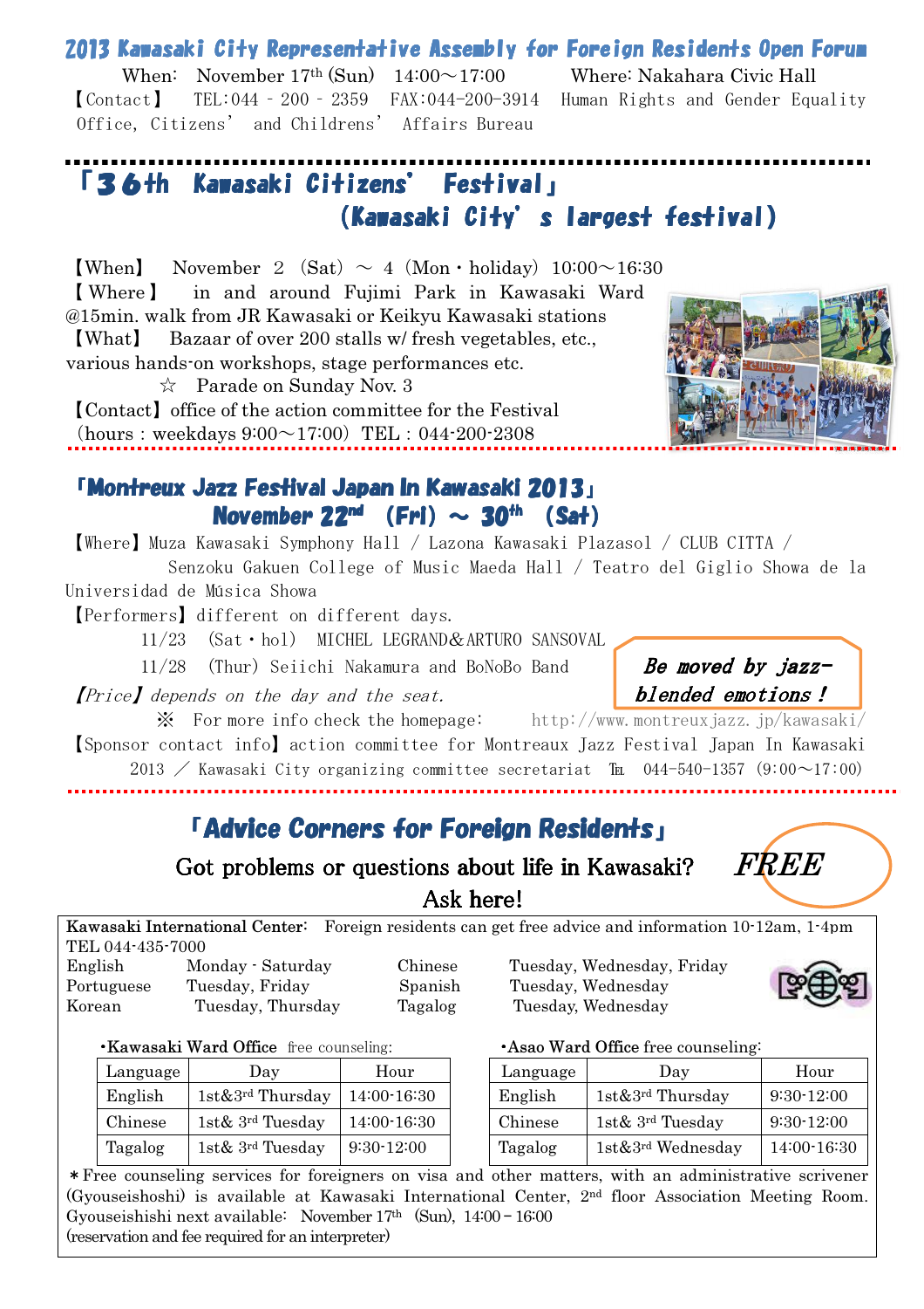## 2013 Kawasaki City Representative Assembly for Foreign Residents Open Forum

When: November 17th (Sun) 14:00～17:00　　Where: Nakahara Civic Hall

【Contact】 TEL:044－200－2359 FAX:044-200-3914 Human Rights and Gender Equality Office, Citizens' and Childrens' Affairs Bureau

## 「36th Kawasaki Citizens' Festival」 (Kawasaki City's largest festival)

【When】 November 2 (Sat) ～ 4 (Mon・holiday) 10:00～16:30

【Where】 in and around Fujimi Park in Kawasaki Ward @15min. walk from JR Kawasaki or Keikyu Kawasaki stations

【What】 Bazaar of over 200 stalls w/ fresh vegetables, etc., various hands-on workshops, stage performances etc.

☆ Parade on Sunday Nov. 3

【Contact】office of the action committee for the Festival (hours : weekdays 9:00～17:00) TEL : 044-200-2308

## 「Montreux Jazz Festival Japan In Kawasaki 2013」 November 22nd (Fri) ～ 30th (Sat)

【Where】Muza Kawasaki Symphony Hall / Lazona Kawasaki Plazasol / CLUB CITTA / Senzoku Gakuen College of Music Maeda Hall / Teatro del Giglio Showa de la Universidad de Música Showa

【Performers】different on different days.

11/23 (Sat・hol) MICHEL LEGRAND&ARTURO SANSOVAL

11/28 (Thur) Seiichi Nakamura and BoNoBo Band

*【Price】depends on the day and the seat.*

*Be moved by jazz-blended emotions!*

※ For more info check the homepage: http://www.montreuxjazz.jp/kawasaki/

【Sponsor contact info】action committee for Montreaux Jazz Festival Japan In Kawasaki 2013 ／ Kawasaki City organizing committee secretariat TEL 044-540-1357 (9:00～17:00)

## 「Advice Corners for Foreign Residents」

Got problems or questions about life in Kawasaki? *FREE*

Ask here!

**Kawasaki International Center:** Foreign residents can get free advice and information 10-12am, 1-4pm TEL 044-435-7000

| | | | |
|---|---|---|---|
| English | Monday - Saturday | Chinese | Tuesday, Wednesday, Friday |
| Portuguese | Tuesday, Friday | Spanish | Tuesday, Wednesday |
| Korean | Tuesday, Thursday | Tagalog | Tuesday, Wednesday |

・**Kawasaki Ward Office** free counseling:

| Language | Day | Hour |
|---|---|---|
| English | 1st&3rd Thursday | 14:00-16:30 |
| Chinese | 1st& 3rd Tuesday | 14:00-16:30 |
| Tagalog | 1st& 3rd Tuesday | 9:30-12:00 |

・**Asao Ward Office** free counseling:

| Language | Day | Hour |
|---|---|---|
| English | 1st&3rd Thursday | 9:30-12:00 |
| Chinese | 1st& 3rd Tuesday | 9:30-12:00 |
| Tagalog | 1st&3rd Wednesday | 14:00-16:30 |

＊Free counseling services for foreigners on visa and other matters, with an administrative scrivener (Gyouseishoshi) is available at Kawasaki International Center, 2nd floor Association Meeting Room. Gyouseishishi next available: November 17th (Sun), 14:00－16:00 (reservation and fee required for an interpreter)